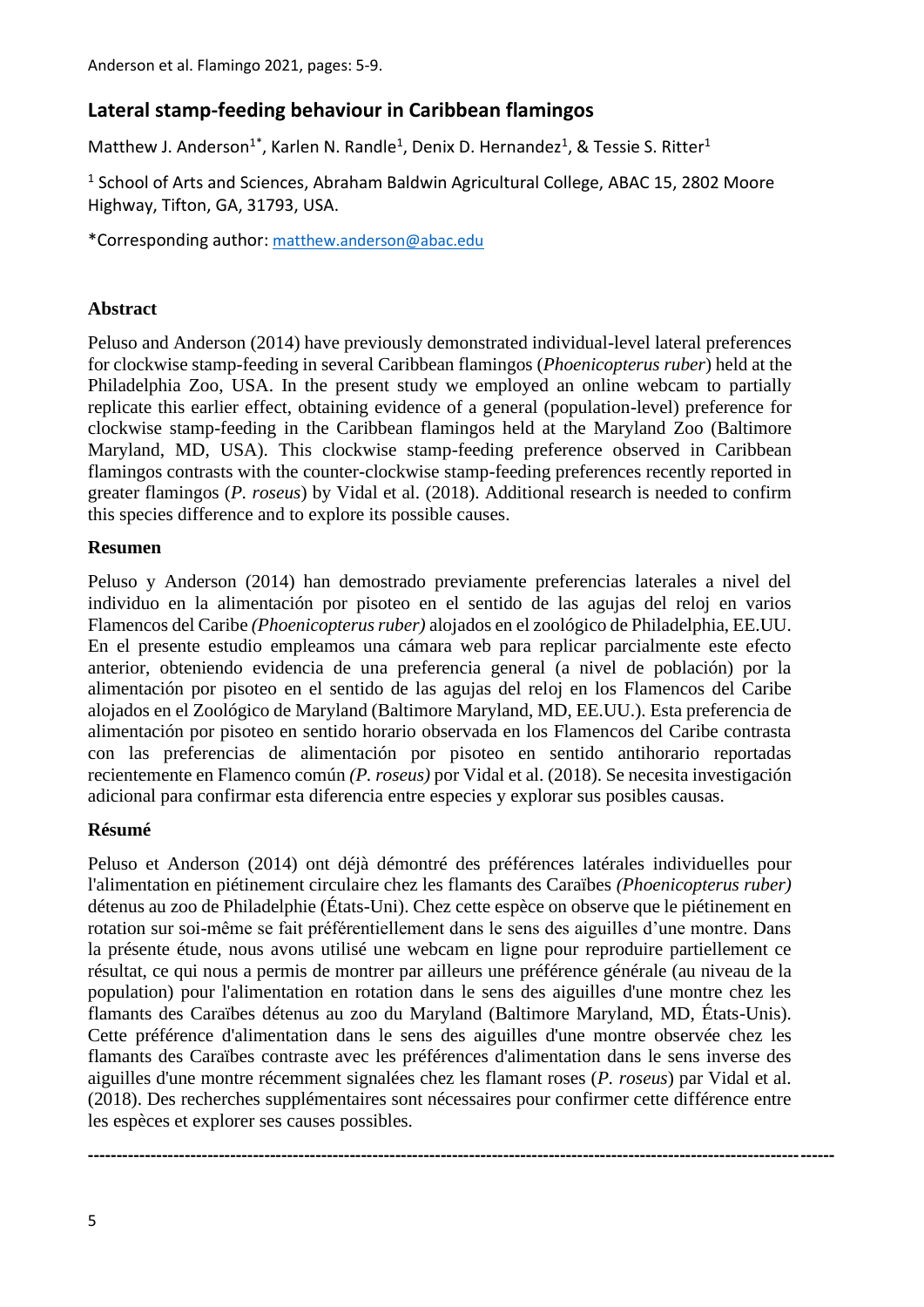# Lateral stamp-feeding behaviour in Caribbean flamingos

Matthew J. Anderson[1*], Karlen N. Randle[1], Denix D. Hernandez[1], & Tessie S. Ritter[1]

[1] School of Arts and Sciences, Abraham Baldwin Agricultural College, ABAC 15, 2802 Moore Highway, Tifton, GA, 31793, USA.

*Corresponding author: matthew.anderson@abac.edu

## Abstract

Peluso and Anderson (2014) have previously demonstrated individual-level lateral preferences for clockwise stamp-feeding in several Caribbean flamingos (*Phoenicopterus ruber*) held at the Philadelphia Zoo, USA. In the present study we employed an online webcam to partially replicate this earlier effect, obtaining evidence of a general (population-level) preference for clockwise stamp-feeding in the Caribbean flamingos held at the Maryland Zoo (Baltimore Maryland, MD, USA). This clockwise stamp-feeding preference observed in Caribbean flamingos contrasts with the counter-clockwise stamp-feeding preferences recently reported in greater flamingos (*P. roseus*) by Vidal et al. (2018). Additional research is needed to confirm this species difference and to explore its possible causes.

## Resumen

Peluso y Anderson (2014) han demostrado previamente preferencias laterales a nivel del individuo en la alimentación por pisoteo en el sentido de las agujas del reloj en varios Flamencos del Caribe *(Phoenicopterus ruber)* alojados en el zoológico de Philadelphia, EE.UU. En el presente estudio empleamos una cámara web para replicar parcialmente este efecto anterior, obteniendo evidencia de una preferencia general (a nivel de población) por la alimentación por pisoteo en el sentido de las agujas del reloj en los Flamencos del Caribe alojados en el Zoológico de Maryland (Baltimore Maryland, MD, EE.UU.). Esta preferencia de alimentación por pisoteo en sentido horario observada en los Flamencos del Caribe contrasta con las preferencias de alimentación por pisoteo en sentido antihorario reportadas recientemente en Flamenco común *(P. roseus)* por Vidal et al. (2018). Se necesita investigación adicional para confirmar esta diferencia entre especies y explorar sus posibles causas.

## Résumé

Peluso et Anderson (2014) ont déjà démontré des préférences latérales individuelles pour l'alimentation en piétinement circulaire chez les flamants des Caraïbes *(Phoenicopterus ruber)* détenus au zoo de Philadelphie (États-Uni). Chez cette espèce on observe que le piétinement en rotation sur soi-même se fait préférentiellement dans le sens des aiguilles d'une montre. Dans la présente étude, nous avons utilisé une webcam en ligne pour reproduire partiellement ce résultat, ce qui nous a permis de montrer par ailleurs une préférence générale (au niveau de la population) pour l'alimentation en rotation dans le sens des aiguilles d'une montre chez les flamants des Caraïbes détenus au zoo du Maryland (Baltimore Maryland, MD, États-Unis). Cette préférence d'alimentation dans le sens des aiguilles d'une montre observée chez les flamants des Caraïbes contraste avec les préférences d'alimentation dans le sens inverse des aiguilles d'une montre récemment signalées chez les flamant roses (*P. roseus*) par Vidal et al. (2018). Des recherches supplémentaires sont nécessaires pour confirmer cette différence entre les espèces et explorer ses causes possibles.

---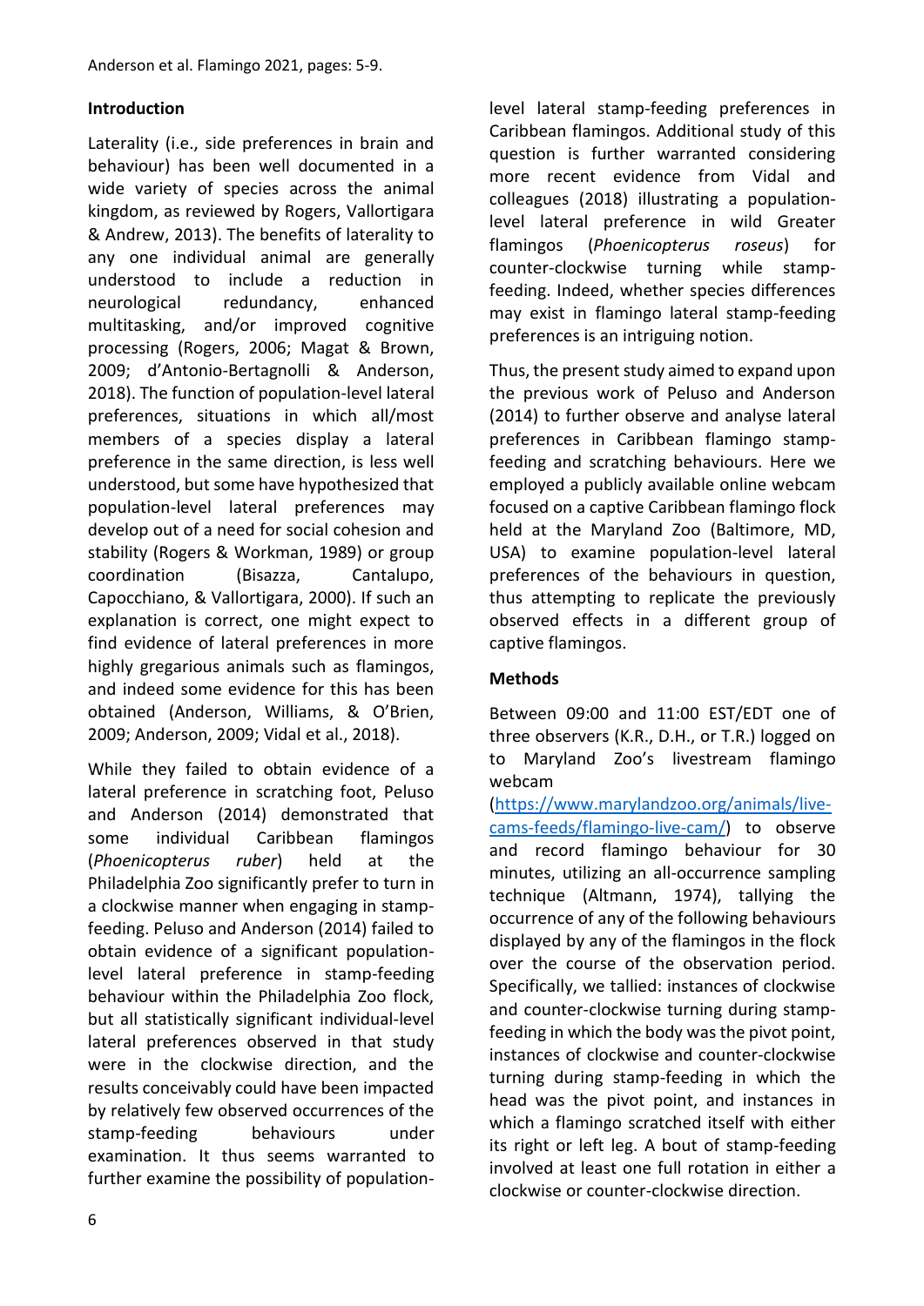## Introduction

Laterality (i.e., side preferences in brain and behaviour) has been well documented in a wide variety of species across the animal kingdom, as reviewed by Rogers, Vallortigara & Andrew, 2013). The benefits of laterality to any one individual animal are generally understood to include a reduction in neurological redundancy, enhanced multitasking, and/or improved cognitive processing (Rogers, 2006; Magat & Brown, 2009; d'Antonio-Bertagnolli & Anderson, 2018). The function of population-level lateral preferences, situations in which all/most members of a species display a lateral preference in the same direction, is less well understood, but some have hypothesized that population-level lateral preferences may develop out of a need for social cohesion and stability (Rogers & Workman, 1989) or group coordination (Bisazza, Cantalupo, Capocchiano, & Vallortigara, 2000). If such an explanation is correct, one might expect to find evidence of lateral preferences in more highly gregarious animals such as flamingos, and indeed some evidence for this has been obtained (Anderson, Williams, & O'Brien, 2009; Anderson, 2009; Vidal et al., 2018).

While they failed to obtain evidence of a lateral preference in scratching foot, Peluso and Anderson (2014) demonstrated that some individual Caribbean flamingos (*Phoenicopterus ruber*) held at the Philadelphia Zoo significantly prefer to turn in a clockwise manner when engaging in stamp-feeding. Peluso and Anderson (2014) failed to obtain evidence of a significant population-level lateral preference in stamp-feeding behaviour within the Philadelphia Zoo flock, but all statistically significant individual-level lateral preferences observed in that study were in the clockwise direction, and the results conceivably could have been impacted by relatively few observed occurrences of the stamp-feeding behaviours under examination. It thus seems warranted to further examine the possibility of population-level lateral stamp-feeding preferences in Caribbean flamingos. Additional study of this question is further warranted considering more recent evidence from Vidal and colleagues (2018) illustrating a population-level lateral preference in wild Greater flamingos (*Phoenicopterus roseus*) for counter-clockwise turning while stamp-feeding. Indeed, whether species differences may exist in flamingo lateral stamp-feeding preferences is an intriguing notion.

Thus, the present study aimed to expand upon the previous work of Peluso and Anderson (2014) to further observe and analyse lateral preferences in Caribbean flamingo stamp-feeding and scratching behaviours. Here we employed a publicly available online webcam focused on a captive Caribbean flamingo flock held at the Maryland Zoo (Baltimore, MD, USA) to examine population-level lateral preferences of the behaviours in question, thus attempting to replicate the previously observed effects in a different group of captive flamingos.

## Methods

Between 09:00 and 11:00 EST/EDT one of three observers (K.R., D.H., or T.R.) logged on to Maryland Zoo's livestream flamingo webcam (https://www.marylandzoo.org/animals/live-cams-feeds/flamingo-live-cam/) to observe and record flamingo behaviour for 30 minutes, utilizing an all-occurrence sampling technique (Altmann, 1974), tallying the occurrence of any of the following behaviours displayed by any of the flamingos in the flock over the course of the observation period. Specifically, we tallied: instances of clockwise and counter-clockwise turning during stamp-feeding in which the body was the pivot point, instances of clockwise and counter-clockwise turning during stamp-feeding in which the head was the pivot point, and instances in which a flamingo scratched itself with either its right or left leg. A bout of stamp-feeding involved at least one full rotation in either a clockwise or counter-clockwise direction.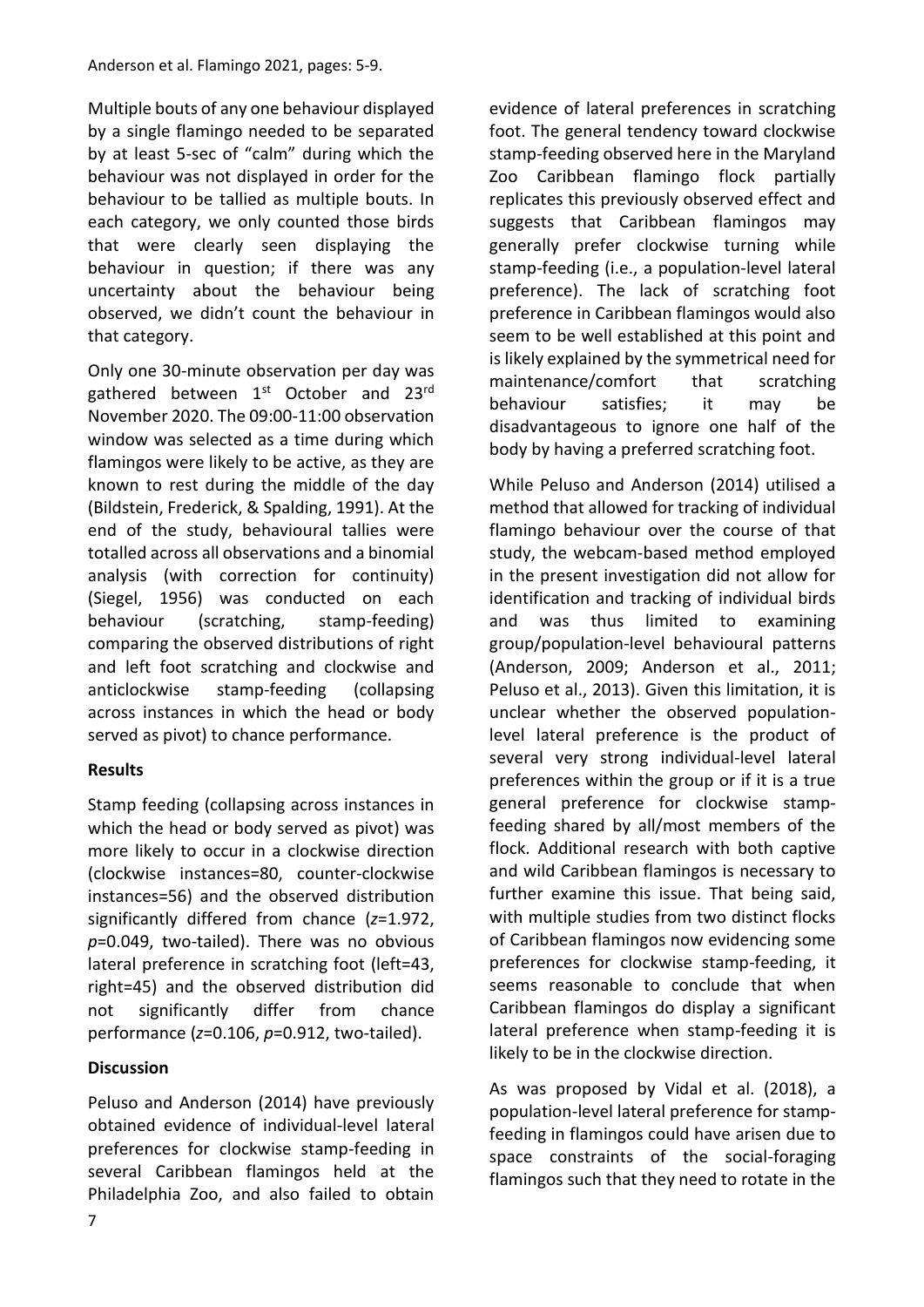Multiple bouts of any one behaviour displayed by a single flamingo needed to be separated by at least 5-sec of "calm" during which the behaviour was not displayed in order for the behaviour to be tallied as multiple bouts. In each category, we only counted those birds that were clearly seen displaying the behaviour in question; if there was any uncertainty about the behaviour being observed, we didn't count the behaviour in that category.

Only one 30-minute observation per day was gathered between 1st October and 23rd November 2020. The 09:00-11:00 observation window was selected as a time during which flamingos were likely to be active, as they are known to rest during the middle of the day (Bildstein, Frederick, & Spalding, 1991). At the end of the study, behavioural tallies were totalled across all observations and a binomial analysis (with correction for continuity) (Siegel, 1956) was conducted on each behaviour (scratching, stamp-feeding) comparing the observed distributions of right and left foot scratching and clockwise and anticlockwise stamp-feeding (collapsing across instances in which the head or body served as pivot) to chance performance.

**Results**

Stamp feeding (collapsing across instances in which the head or body served as pivot) was more likely to occur in a clockwise direction (clockwise instances=80, counter-clockwise instances=56) and the observed distribution significantly differed from chance ($z$=1.972, $p$=0.049, two-tailed). There was no obvious lateral preference in scratching foot (left=43, right=45) and the observed distribution did not significantly differ from chance performance ($z$=0.106, $p$=0.912, two-tailed).

**Discussion**

Peluso and Anderson (2014) have previously obtained evidence of individual-level lateral preferences for clockwise stamp-feeding in several Caribbean flamingos held at the Philadelphia Zoo, and also failed to obtain evidence of lateral preferences in scratching foot. The general tendency toward clockwise stamp-feeding observed here in the Maryland Zoo Caribbean flamingo flock partially replicates this previously observed effect and suggests that Caribbean flamingos may generally prefer clockwise turning while stamp-feeding (i.e., a population-level lateral preference). The lack of scratching foot preference in Caribbean flamingos would also seem to be well established at this point and is likely explained by the symmetrical need for maintenance/comfort that scratching behaviour satisfies; it may be disadvantageous to ignore one half of the body by having a preferred scratching foot.

While Peluso and Anderson (2014) utilised a method that allowed for tracking of individual flamingo behaviour over the course of that study, the webcam-based method employed in the present investigation did not allow for identification and tracking of individual birds and was thus limited to examining group/population-level behavioural patterns (Anderson, 2009; Anderson et al., 2011; Peluso et al., 2013). Given this limitation, it is unclear whether the observed population-level lateral preference is the product of several very strong individual-level lateral preferences within the group or if it is a true general preference for clockwise stamp-feeding shared by all/most members of the flock. Additional research with both captive and wild Caribbean flamingos is necessary to further examine this issue. That being said, with multiple studies from two distinct flocks of Caribbean flamingos now evidencing some preferences for clockwise stamp-feeding, it seems reasonable to conclude that when Caribbean flamingos do display a significant lateral preference when stamp-feeding it is likely to be in the clockwise direction.

As was proposed by Vidal et al. (2018), a population-level lateral preference for stamp-feeding in flamingos could have arisen due to space constraints of the social-foraging flamingos such that they need to rotate in the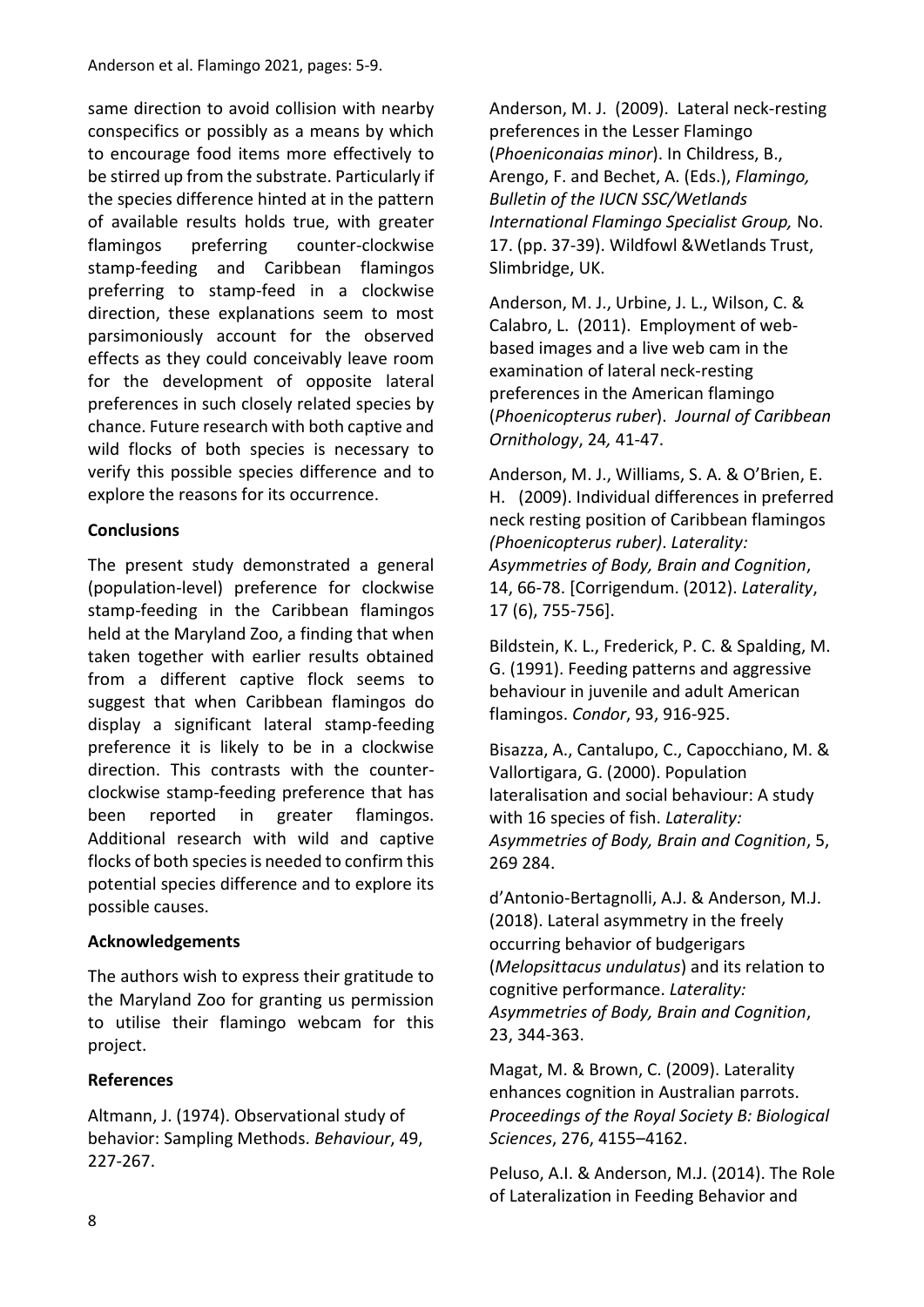same direction to avoid collision with nearby conspecifics or possibly as a means by which to encourage food items more effectively to be stirred up from the substrate. Particularly if the species difference hinted at in the pattern of available results holds true, with greater flamingos preferring counter-clockwise stamp-feeding and Caribbean flamingos preferring to stamp-feed in a clockwise direction, these explanations seem to most parsimoniously account for the observed effects as they could conceivably leave room for the development of opposite lateral preferences in such closely related species by chance. Future research with both captive and wild flocks of both species is necessary to verify this possible species difference and to explore the reasons for its occurrence.

**Conclusions**

The present study demonstrated a general (population-level) preference for clockwise stamp-feeding in the Caribbean flamingos held at the Maryland Zoo, a finding that when taken together with earlier results obtained from a different captive flock seems to suggest that when Caribbean flamingos do display a significant lateral stamp-feeding preference it is likely to be in a clockwise direction. This contrasts with the counter-clockwise stamp-feeding preference that has been reported in greater flamingos. Additional research with wild and captive flocks of both species is needed to confirm this potential species difference and to explore its possible causes.

**Acknowledgements**

The authors wish to express their gratitude to the Maryland Zoo for granting us permission to utilise their flamingo webcam for this project.

**References**

Altmann, J. (1974). Observational study of behavior: Sampling Methods. *Behaviour*, 49, 227-267.

Anderson, M. J. (2009). Lateral neck-resting preferences in the Lesser Flamingo (*Phoeniconaias minor*). In Childress, B., Arengo, F. and Bechet, A. (Eds.), *Flamingo, Bulletin of the IUCN SSC/Wetlands International Flamingo Specialist Group,* No. 17. (pp. 37-39). Wildfowl &Wetlands Trust, Slimbridge, UK.

Anderson, M. J., Urbine, J. L., Wilson, C. & Calabro, L. (2011). Employment of web-based images and a live web cam in the examination of lateral neck-resting preferences in the American flamingo (*Phoenicopterus ruber*). *Journal of Caribbean Ornithology*, 24, 41-47.

Anderson, M. J., Williams, S. A. & O'Brien, E. H. (2009). Individual differences in preferred neck resting position of Caribbean flamingos *(Phoenicopterus ruber)*. *Laterality: Asymmetries of Body, Brain and Cognition*, 14, 66-78. [Corrigendum. (2012). *Laterality*, 17 (6), 755-756].

Bildstein, K. L., Frederick, P. C. & Spalding, M. G. (1991). Feeding patterns and aggressive behaviour in juvenile and adult American flamingos. *Condor*, 93, 916-925.

Bisazza, A., Cantalupo, C., Capocchiano, M. & Vallortigara, G. (2000). Population lateralisation and social behaviour: A study with 16 species of fish. *Laterality: Asymmetries of Body, Brain and Cognition*, 5, 269 284.

d'Antonio-Bertagnolli, A.J. & Anderson, M.J. (2018). Lateral asymmetry in the freely occurring behavior of budgerigars (*Melopsittacus undulatus*) and its relation to cognitive performance. *Laterality: Asymmetries of Body, Brain and Cognition*, 23, 344-363.

Magat, M. & Brown, C. (2009). Laterality enhances cognition in Australian parrots. *Proceedings of the Royal Society B: Biological Sciences*, 276, 4155–4162.

Peluso, A.I. & Anderson, M.J. (2014). The Role of Lateralization in Feeding Behavior and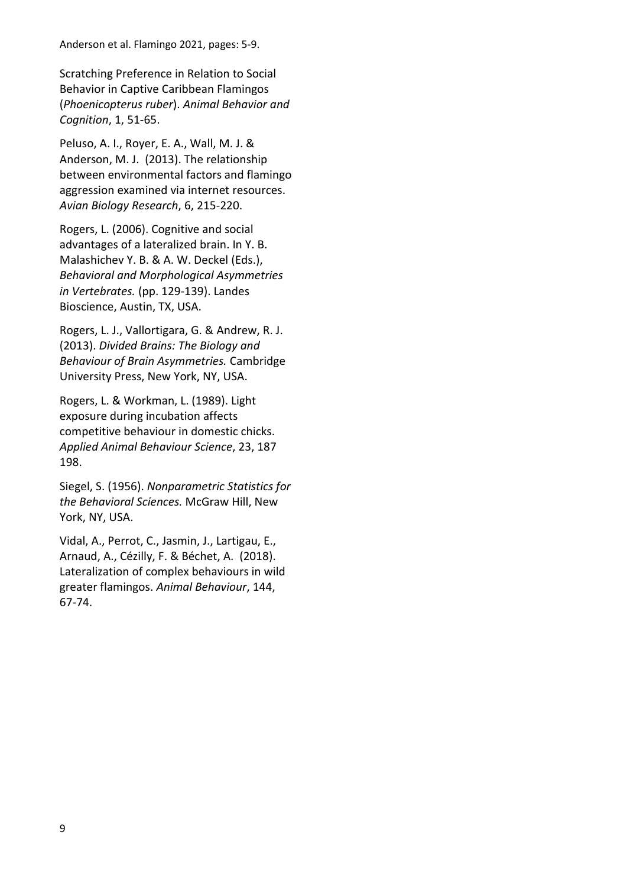Scratching Preference in Relation to Social Behavior in Captive Caribbean Flamingos (*Phoenicopterus ruber*). *Animal Behavior and Cognition*, 1, 51-65.

Peluso, A. I., Royer, E. A., Wall, M. J. & Anderson, M. J. (2013). The relationship between environmental factors and flamingo aggression examined via internet resources. *Avian Biology Research*, 6, 215-220.

Rogers, L. (2006). Cognitive and social advantages of a lateralized brain. In Y. B. Malashichev Y. B. & A. W. Deckel (Eds.), *Behavioral and Morphological Asymmetries in Vertebrates.* (pp. 129-139). Landes Bioscience, Austin, TX, USA.

Rogers, L. J., Vallortigara, G. & Andrew, R. J. (2013). *Divided Brains: The Biology and Behaviour of Brain Asymmetries.* Cambridge University Press, New York, NY, USA.

Rogers, L. & Workman, L. (1989). Light exposure during incubation affects competitive behaviour in domestic chicks. *Applied Animal Behaviour Science*, 23, 187 198.

Siegel, S. (1956). *Nonparametric Statistics for the Behavioral Sciences.* McGraw Hill, New York, NY, USA.

Vidal, A., Perrot, C., Jasmin, J., Lartigau, E., Arnaud, A., Cézilly, F. & Béchet, A. (2018). Lateralization of complex behaviours in wild greater flamingos. *Animal Behaviour*, 144, 67-74.